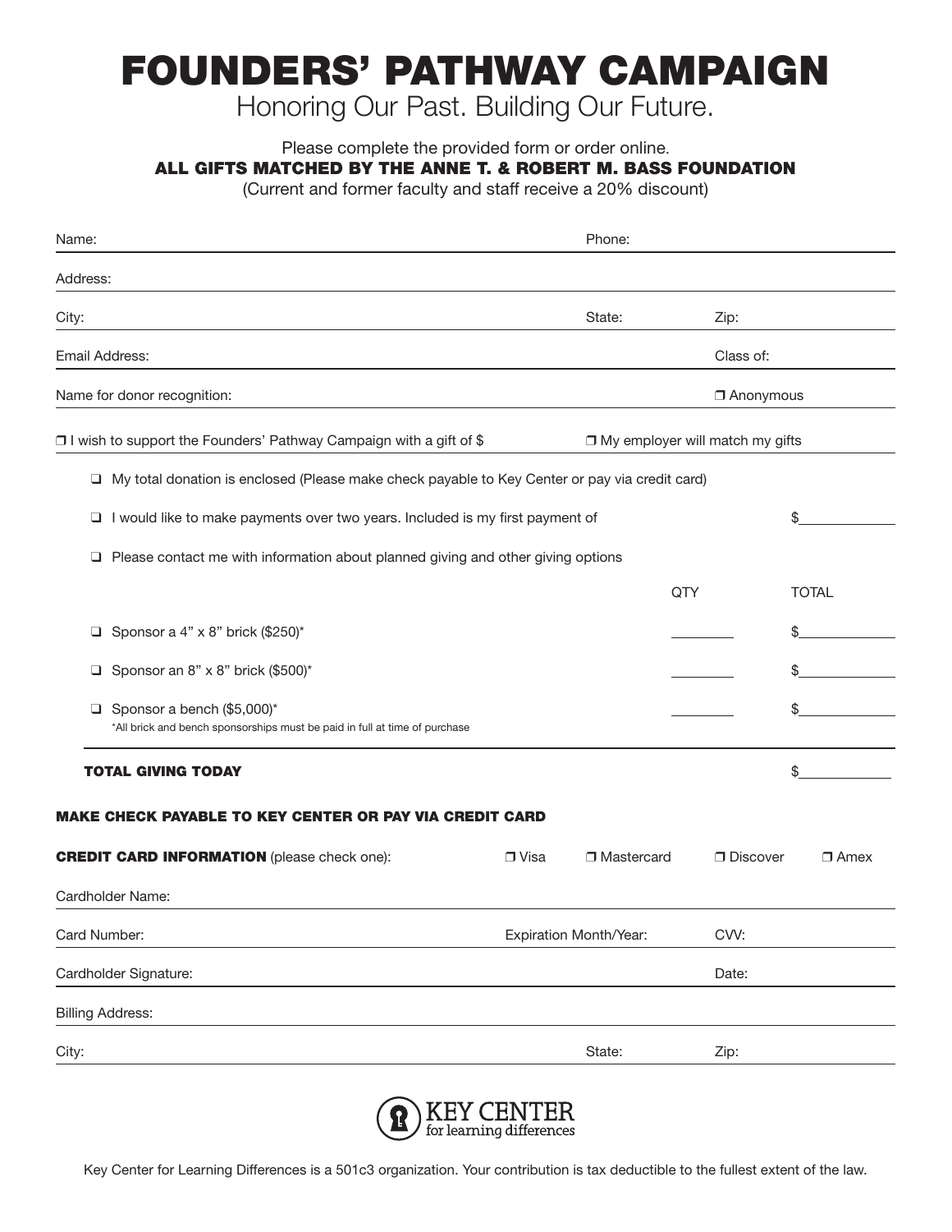# FOUNDERS' PATHWAY CAMPAIGN

Honoring Our Past. Building Our Future.

Please complete the provided form or order online.

**ALL GIFTS MATCHED BY THE ANNE T. & ROBERT M. BASS FOUNDATION**

(Current and former faculty and staff receive a 20% discount)

Name: Phone:

Address:

City: State: Zip:

Email Address: Class of:

Name for donor recognition: ❒ Anonymous

❒ I wish to support the Founders' Pathway Campaign with a gift of $ ❒ My employer will match my gifts

- ❑ My total donation is enclosed (Please make check payable to Key Center or pay via credit card)
- ❑ I would like to make payments over two years. Included is my first payment of $\_\_\_\_\_\_\_\_\_\_
- ❑ Please contact me with information about planned giving and other giving options

| | QTY | TOTAL |
|---|---|---|
| ❑ Sponsor a 4" x 8" brick ($250)* | ________ | $__________ |
| ❑ Sponsor an 8" x 8" brick ($500)* | ________ | $__________ |
| ❑ Sponsor a bench ($5,000)* | ________ | $__________ |

*All brick and bench sponsorships must be paid in full at time of purchase

**TOTAL GIVING TODAY** $__________

**MAKE CHECK PAYABLE TO KEY CENTER OR PAY VIA CREDIT CARD**

**CREDIT CARD INFORMATION** (please check one): ❒ Visa ❒ Mastercard ❒ Discover ❒ Amex

Cardholder Name:

Card Number: Expiration Month/Year: CVV:

Cardholder Signature: Date:

Billing Address:

City: State: Zip:

KEY CENTER for learning differences

Key Center for Learning Differences is a 501c3 organization. Your contribution is tax deductible to the fullest extent of the law.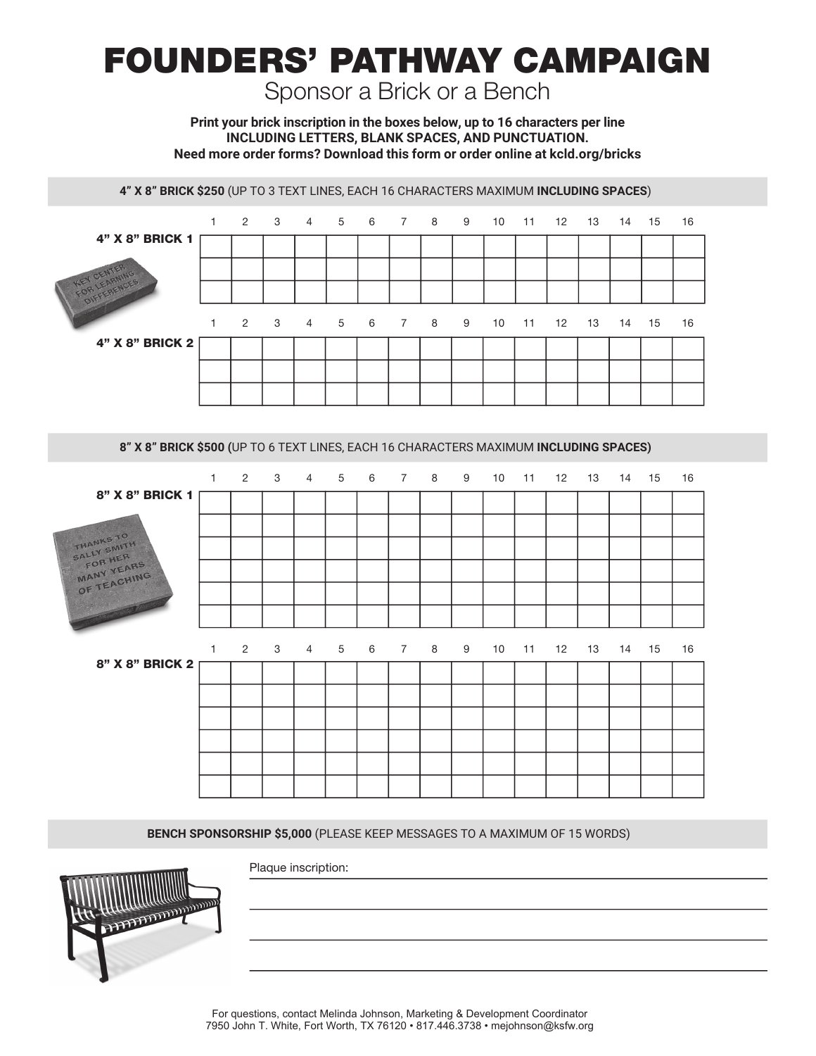# FOUNDERS' PATHWAY CAMPAIGN

## Sponsor a Brick or a Bench

**Print your brick inscription in the boxes below, up to 16 characters per line**
**INCLUDING LETTERS, BLANK SPACES, AND PUNCTUATION.**
**Need more order forms? Download this form or order online at kcld.org/bricks**

**4" X 8" BRICK $250** (UP TO 3 TEXT LINES, EACH 16 CHARACTERS MAXIMUM **INCLUDING SPACES**)

**4" X 8" BRICK 1**

| 1 | 2 | 3 | 4 | 5 | 6 | 7 | 8 | 9 | 10 | 11 | 12 | 13 | 14 | 15 | 16 |
|---|---|---|---|---|---|---|---|---|---|---|---|---|---|---|---|
| | | | | | | | | | | | | | | | |
| | | | | | | | | | | | | | | | |
| | | | | | | | | | | | | | | | |

**4" X 8" BRICK 2**

| 1 | 2 | 3 | 4 | 5 | 6 | 7 | 8 | 9 | 10 | 11 | 12 | 13 | 14 | 15 | 16 |
|---|---|---|---|---|---|---|---|---|---|---|---|---|---|---|---|
| | | | | | | | | | | | | | | | |
| | | | | | | | | | | | | | | | |
| | | | | | | | | | | | | | | | |

**8" X 8" BRICK $500 (**UP TO 6 TEXT LINES, EACH 16 CHARACTERS MAXIMUM **INCLUDING SPACES)**

**8" X 8" BRICK 1**

| 1 | 2 | 3 | 4 | 5 | 6 | 7 | 8 | 9 | 10 | 11 | 12 | 13 | 14 | 15 | 16 |
|---|---|---|---|---|---|---|---|---|---|---|---|---|---|---|---|
| | | | | | | | | | | | | | | | |
| | | | | | | | | | | | | | | | |
| | | | | | | | | | | | | | | | |
| | | | | | | | | | | | | | | | |
| | | | | | | | | | | | | | | | |
| | | | | | | | | | | | | | | | |

**8" X 8" BRICK 2**

| 1 | 2 | 3 | 4 | 5 | 6 | 7 | 8 | 9 | 10 | 11 | 12 | 13 | 14 | 15 | 16 |
|---|---|---|---|---|---|---|---|---|---|---|---|---|---|---|---|
| | | | | | | | | | | | | | | | |
| | | | | | | | | | | | | | | | |
| | | | | | | | | | | | | | | | |
| | | | | | | | | | | | | | | | |
| | | | | | | | | | | | | | | | |
| | | | | | | | | | | | | | | | |

**BENCH SPONSORSHIP $5,000** (PLEASE KEEP MESSAGES TO A MAXIMUM OF 15 WORDS)

Plaque inscription: ______________________________

______________________________

______________________________

______________________________

For questions, contact Melinda Johnson, Marketing & Development Coordinator
7950 John T. White, Fort Worth, TX 76120 • 817.446.3738 • mejohnson@ksfw.org